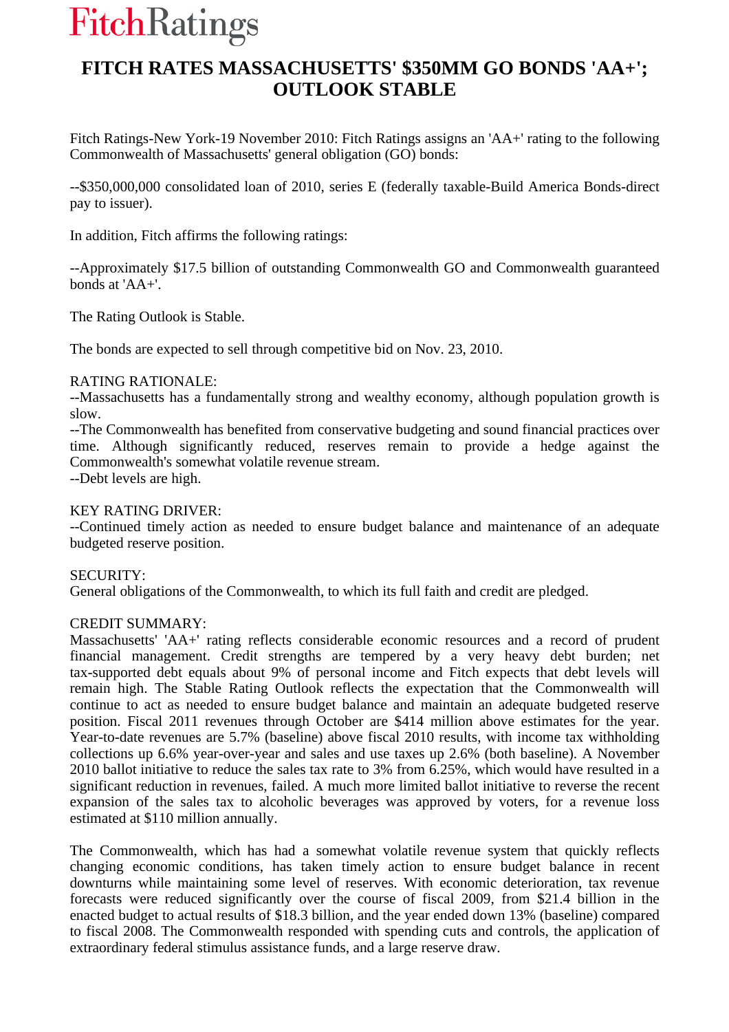FitchRatings

# FITCH RATES MASSACHUSETTS' $350MM GO BONDS 'AA+'; OUTLOOK STABLE

Fitch Ratings-New York-19 November 2010: Fitch Ratings assigns an 'AA+' rating to the following Commonwealth of Massachusetts' general obligation (GO) bonds:

--$350,000,000 consolidated loan of 2010, series E (federally taxable-Build America Bonds-direct pay to issuer).

In addition, Fitch affirms the following ratings:

--Approximately $17.5 billion of outstanding Commonwealth GO and Commonwealth guaranteed bonds at 'AA+'.

The Rating Outlook is Stable.

The bonds are expected to sell through competitive bid on Nov. 23, 2010.

RATING RATIONALE:
--Massachusetts has a fundamentally strong and wealthy economy, although population growth is slow.
--The Commonwealth has benefited from conservative budgeting and sound financial practices over time. Although significantly reduced, reserves remain to provide a hedge against the Commonwealth's somewhat volatile revenue stream.
--Debt levels are high.

KEY RATING DRIVER:
--Continued timely action as needed to ensure budget balance and maintenance of an adequate budgeted reserve position.

SECURITY:
General obligations of the Commonwealth, to which its full faith and credit are pledged.

CREDIT SUMMARY:
Massachusetts' 'AA+' rating reflects considerable economic resources and a record of prudent financial management. Credit strengths are tempered by a very heavy debt burden; net tax-supported debt equals about 9% of personal income and Fitch expects that debt levels will remain high. The Stable Rating Outlook reflects the expectation that the Commonwealth will continue to act as needed to ensure budget balance and maintain an adequate budgeted reserve position. Fiscal 2011 revenues through October are $414 million above estimates for the year. Year-to-date revenues are 5.7% (baseline) above fiscal 2010 results, with income tax withholding collections up 6.6% year-over-year and sales and use taxes up 2.6% (both baseline). A November 2010 ballot initiative to reduce the sales tax rate to 3% from 6.25%, which would have resulted in a significant reduction in revenues, failed. A much more limited ballot initiative to reverse the recent expansion of the sales tax to alcoholic beverages was approved by voters, for a revenue loss estimated at $110 million annually.

The Commonwealth, which has had a somewhat volatile revenue system that quickly reflects changing economic conditions, has taken timely action to ensure budget balance in recent downturns while maintaining some level of reserves. With economic deterioration, tax revenue forecasts were reduced significantly over the course of fiscal 2009, from $21.4 billion in the enacted budget to actual results of $18.3 billion, and the year ended down 13% (baseline) compared to fiscal 2008. The Commonwealth responded with spending cuts and controls, the application of extraordinary federal stimulus assistance funds, and a large reserve draw.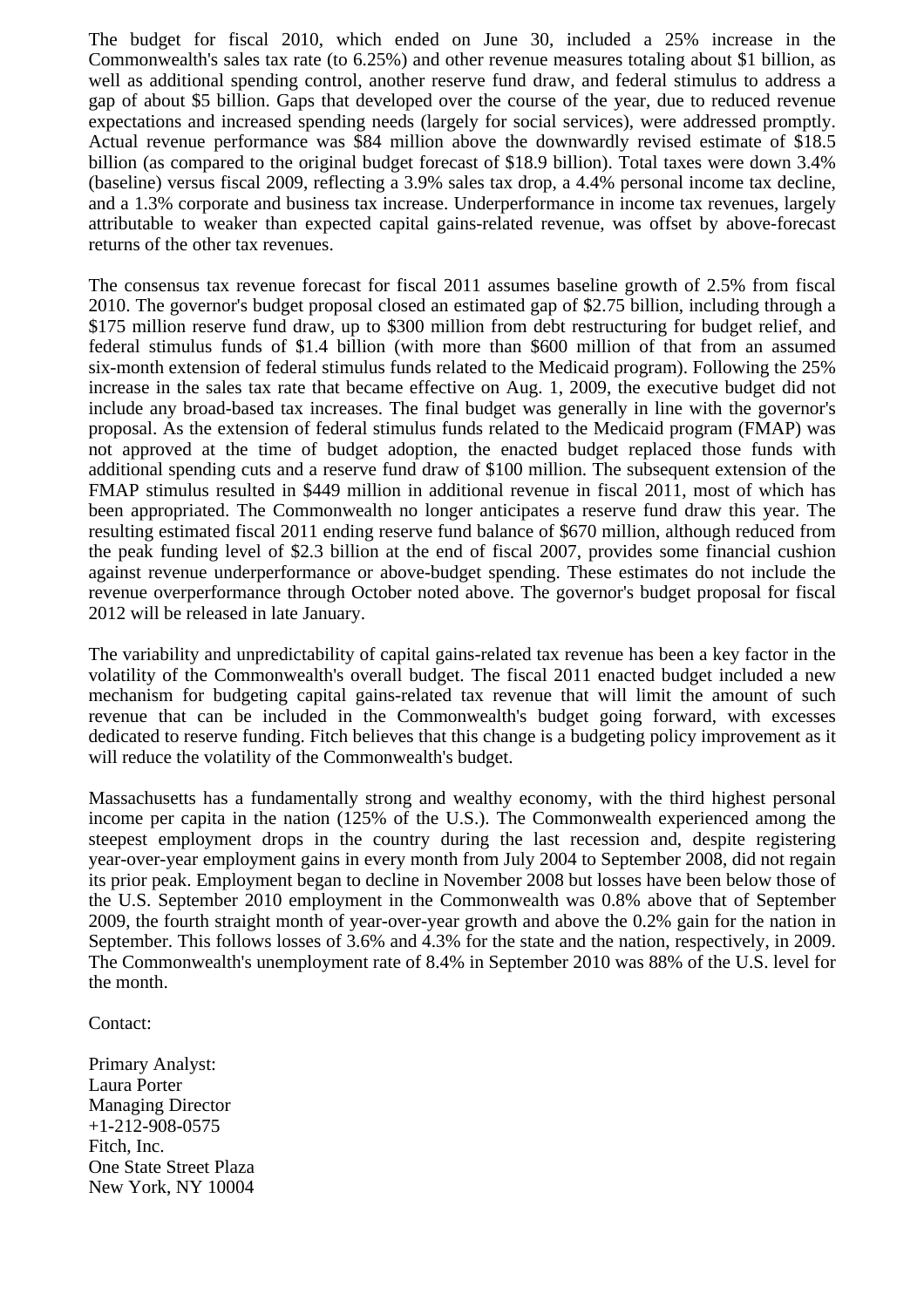The budget for fiscal 2010, which ended on June 30, included a 25% increase in the Commonwealth's sales tax rate (to 6.25%) and other revenue measures totaling about $1 billion, as well as additional spending control, another reserve fund draw, and federal stimulus to address a gap of about $5 billion. Gaps that developed over the course of the year, due to reduced revenue expectations and increased spending needs (largely for social services), were addressed promptly. Actual revenue performance was $84 million above the downwardly revised estimate of $18.5 billion (as compared to the original budget forecast of $18.9 billion). Total taxes were down 3.4% (baseline) versus fiscal 2009, reflecting a 3.9% sales tax drop, a 4.4% personal income tax decline, and a 1.3% corporate and business tax increase. Underperformance in income tax revenues, largely attributable to weaker than expected capital gains-related revenue, was offset by above-forecast returns of the other tax revenues.

The consensus tax revenue forecast for fiscal 2011 assumes baseline growth of 2.5% from fiscal 2010. The governor's budget proposal closed an estimated gap of $2.75 billion, including through a $175 million reserve fund draw, up to $300 million from debt restructuring for budget relief, and federal stimulus funds of $1.4 billion (with more than $600 million of that from an assumed six-month extension of federal stimulus funds related to the Medicaid program). Following the 25% increase in the sales tax rate that became effective on Aug. 1, 2009, the executive budget did not include any broad-based tax increases. The final budget was generally in line with the governor's proposal. As the extension of federal stimulus funds related to the Medicaid program (FMAP) was not approved at the time of budget adoption, the enacted budget replaced those funds with additional spending cuts and a reserve fund draw of $100 million. The subsequent extension of the FMAP stimulus resulted in $449 million in additional revenue in fiscal 2011, most of which has been appropriated. The Commonwealth no longer anticipates a reserve fund draw this year. The resulting estimated fiscal 2011 ending reserve fund balance of $670 million, although reduced from the peak funding level of $2.3 billion at the end of fiscal 2007, provides some financial cushion against revenue underperformance or above-budget spending. These estimates do not include the revenue overperformance through October noted above. The governor's budget proposal for fiscal 2012 will be released in late January.

The variability and unpredictability of capital gains-related tax revenue has been a key factor in the volatility of the Commonwealth's overall budget. The fiscal 2011 enacted budget included a new mechanism for budgeting capital gains-related tax revenue that will limit the amount of such revenue that can be included in the Commonwealth's budget going forward, with excesses dedicated to reserve funding. Fitch believes that this change is a budgeting policy improvement as it will reduce the volatility of the Commonwealth's budget.

Massachusetts has a fundamentally strong and wealthy economy, with the third highest personal income per capita in the nation (125% of the U.S.). The Commonwealth experienced among the steepest employment drops in the country during the last recession and, despite registering year-over-year employment gains in every month from July 2004 to September 2008, did not regain its prior peak. Employment began to decline in November 2008 but losses have been below those of the U.S. September 2010 employment in the Commonwealth was 0.8% above that of September 2009, the fourth straight month of year-over-year growth and above the 0.2% gain for the nation in September. This follows losses of 3.6% and 4.3% for the state and the nation, respectively, in 2009. The Commonwealth's unemployment rate of 8.4% in September 2010 was 88% of the U.S. level for the month.

Contact:

Primary Analyst:
Laura Porter
Managing Director
+1-212-908-0575
Fitch, Inc.
One State Street Plaza
New York, NY 10004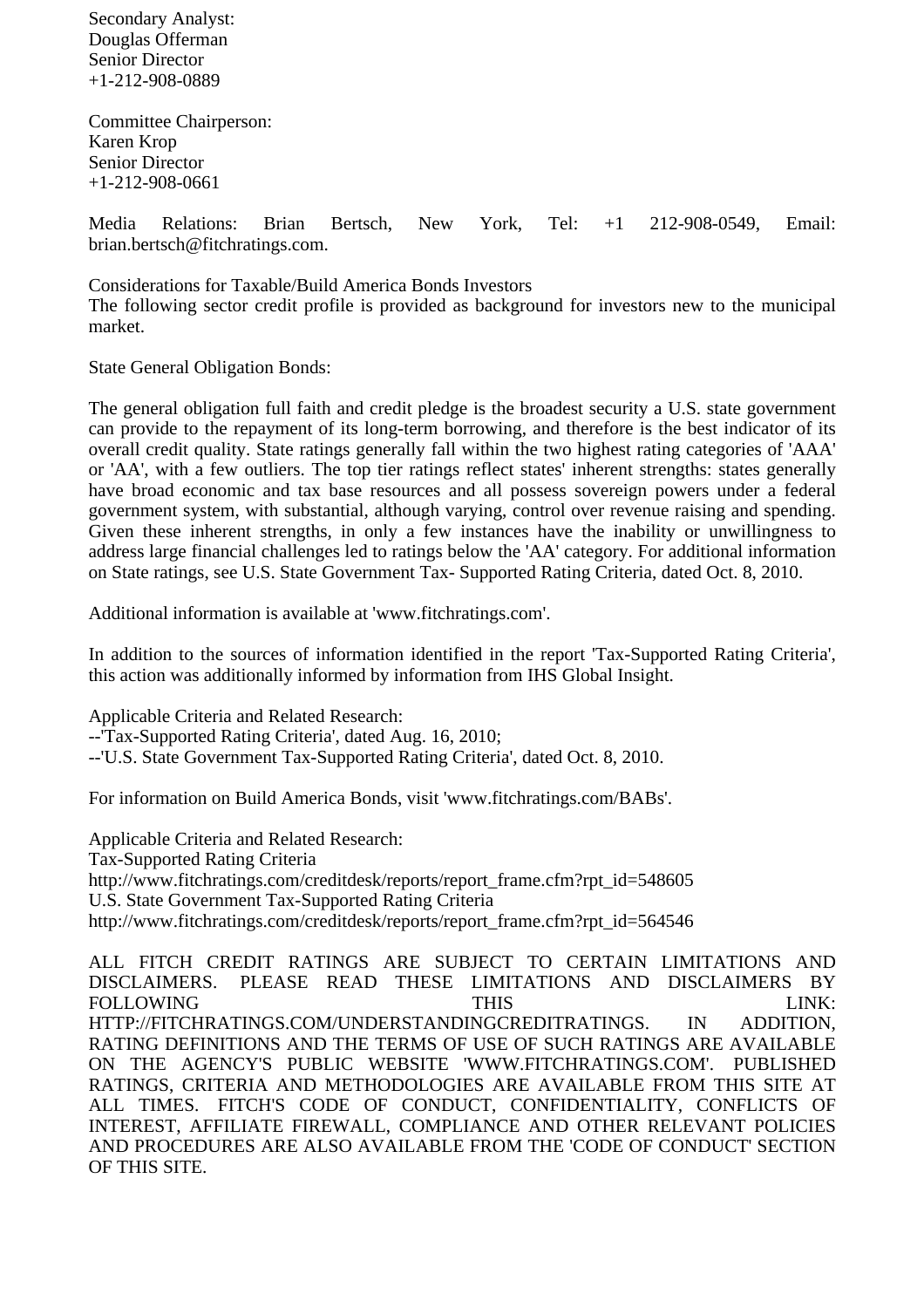Secondary Analyst:
Douglas Offerman
Senior Director
+1-212-908-0889

Committee Chairperson:
Karen Krop
Senior Director
+1-212-908-0661

Media Relations: Brian Bertsch, New York, Tel: +1 212-908-0549, Email: brian.bertsch@fitchratings.com.

Considerations for Taxable/Build America Bonds Investors
The following sector credit profile is provided as background for investors new to the municipal market.

State General Obligation Bonds:

The general obligation full faith and credit pledge is the broadest security a U.S. state government can provide to the repayment of its long-term borrowing, and therefore is the best indicator of its overall credit quality. State ratings generally fall within the two highest rating categories of 'AAA' or 'AA', with a few outliers. The top tier ratings reflect states' inherent strengths: states generally have broad economic and tax base resources and all possess sovereign powers under a federal government system, with substantial, although varying, control over revenue raising and spending. Given these inherent strengths, in only a few instances have the inability or unwillingness to address large financial challenges led to ratings below the 'AA' category. For additional information on State ratings, see U.S. State Government Tax- Supported Rating Criteria, dated Oct. 8, 2010.

Additional information is available at 'www.fitchratings.com'.

In addition to the sources of information identified in the report 'Tax-Supported Rating Criteria', this action was additionally informed by information from IHS Global Insight.

Applicable Criteria and Related Research:
--'Tax-Supported Rating Criteria', dated Aug. 16, 2010;
--'U.S. State Government Tax-Supported Rating Criteria', dated Oct. 8, 2010.

For information on Build America Bonds, visit 'www.fitchratings.com/BABs'.

Applicable Criteria and Related Research:
Tax-Supported Rating Criteria
http://www.fitchratings.com/creditdesk/reports/report_frame.cfm?rpt_id=548605
U.S. State Government Tax-Supported Rating Criteria
http://www.fitchratings.com/creditdesk/reports/report_frame.cfm?rpt_id=564546

ALL FITCH CREDIT RATINGS ARE SUBJECT TO CERTAIN LIMITATIONS AND DISCLAIMERS. PLEASE READ THESE LIMITATIONS AND DISCLAIMERS BY FOLLOWING THIS LINK: HTTP://FITCHRATINGS.COM/UNDERSTANDINGCREDITRATINGS. IN ADDITION, RATING DEFINITIONS AND THE TERMS OF USE OF SUCH RATINGS ARE AVAILABLE ON THE AGENCY'S PUBLIC WEBSITE 'WWW.FITCHRATINGS.COM'. PUBLISHED RATINGS, CRITERIA AND METHODOLOGIES ARE AVAILABLE FROM THIS SITE AT ALL TIMES. FITCH'S CODE OF CONDUCT, CONFIDENTIALITY, CONFLICTS OF INTEREST, AFFILIATE FIREWALL, COMPLIANCE AND OTHER RELEVANT POLICIES AND PROCEDURES ARE ALSO AVAILABLE FROM THE 'CODE OF CONDUCT' SECTION OF THIS SITE.